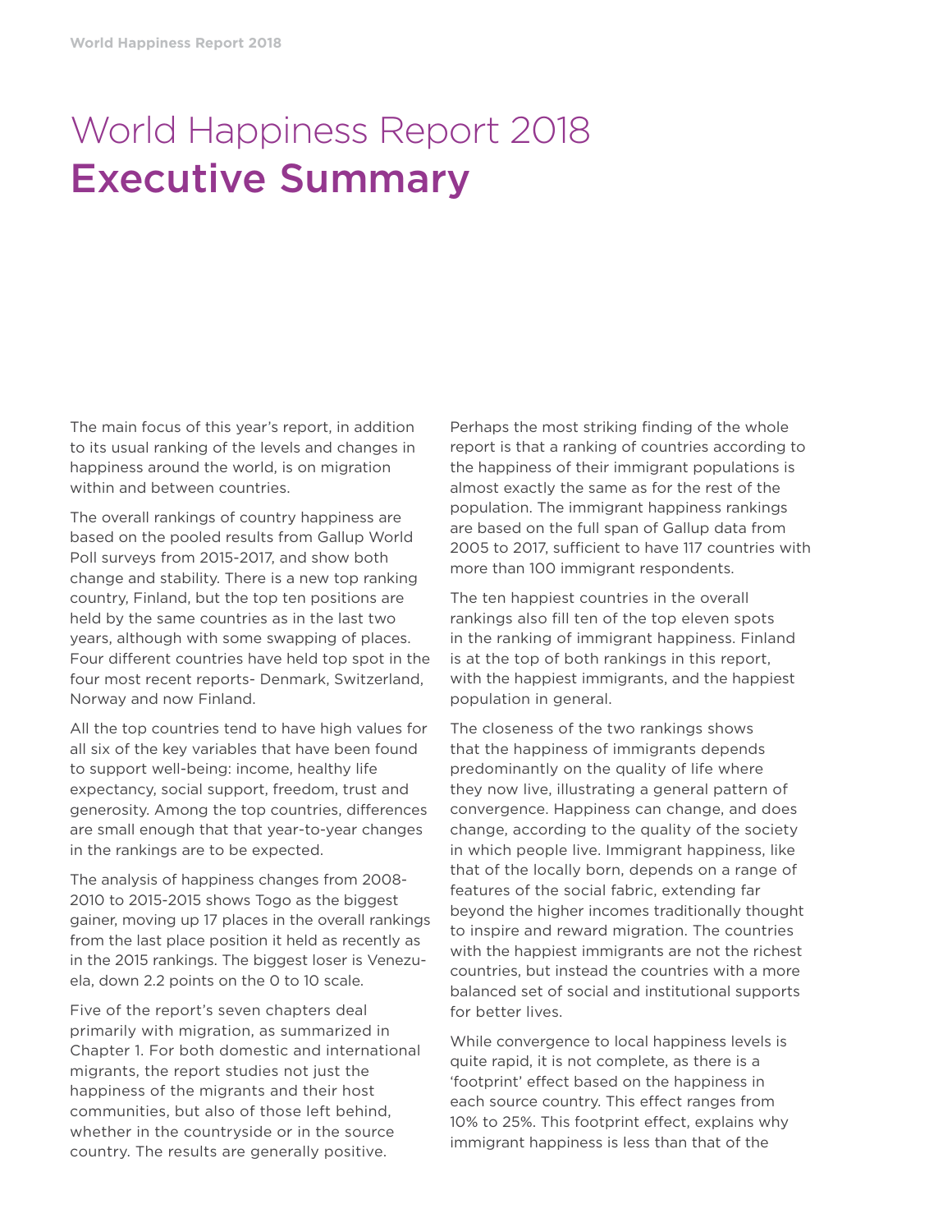# World Happiness Report 2018
## Executive Summary

The main focus of this year's report, in addition to its usual ranking of the levels and changes in happiness around the world, is on migration within and between countries.

The overall rankings of country happiness are based on the pooled results from Gallup World Poll surveys from 2015-2017, and show both change and stability. There is a new top ranking country, Finland, but the top ten positions are held by the same countries as in the last two years, although with some swapping of places. Four different countries have held top spot in the four most recent reports- Denmark, Switzerland, Norway and now Finland.

All the top countries tend to have high values for all six of the key variables that have been found to support well-being: income, healthy life expectancy, social support, freedom, trust and generosity. Among the top countries, differences are small enough that that year-to-year changes in the rankings are to be expected.

The analysis of happiness changes from 2008-2010 to 2015-2015 shows Togo as the biggest gainer, moving up 17 places in the overall rankings from the last place position it held as recently as in the 2015 rankings. The biggest loser is Venezuela, down 2.2 points on the 0 to 10 scale.

Five of the report's seven chapters deal primarily with migration, as summarized in Chapter 1. For both domestic and international migrants, the report studies not just the happiness of the migrants and their host communities, but also of those left behind, whether in the countryside or in the source country. The results are generally positive.

Perhaps the most striking finding of the whole report is that a ranking of countries according to the happiness of their immigrant populations is almost exactly the same as for the rest of the population. The immigrant happiness rankings are based on the full span of Gallup data from 2005 to 2017, sufficient to have 117 countries with more than 100 immigrant respondents.

The ten happiest countries in the overall rankings also fill ten of the top eleven spots in the ranking of immigrant happiness. Finland is at the top of both rankings in this report, with the happiest immigrants, and the happiest population in general.

The closeness of the two rankings shows that the happiness of immigrants depends predominantly on the quality of life where they now live, illustrating a general pattern of convergence. Happiness can change, and does change, according to the quality of the society in which people live. Immigrant happiness, like that of the locally born, depends on a range of features of the social fabric, extending far beyond the higher incomes traditionally thought to inspire and reward migration. The countries with the happiest immigrants are not the richest countries, but instead the countries with a more balanced set of social and institutional supports for better lives.

While convergence to local happiness levels is quite rapid, it is not complete, as there is a 'footprint' effect based on the happiness in each source country. This effect ranges from 10% to 25%. This footprint effect, explains why immigrant happiness is less than that of the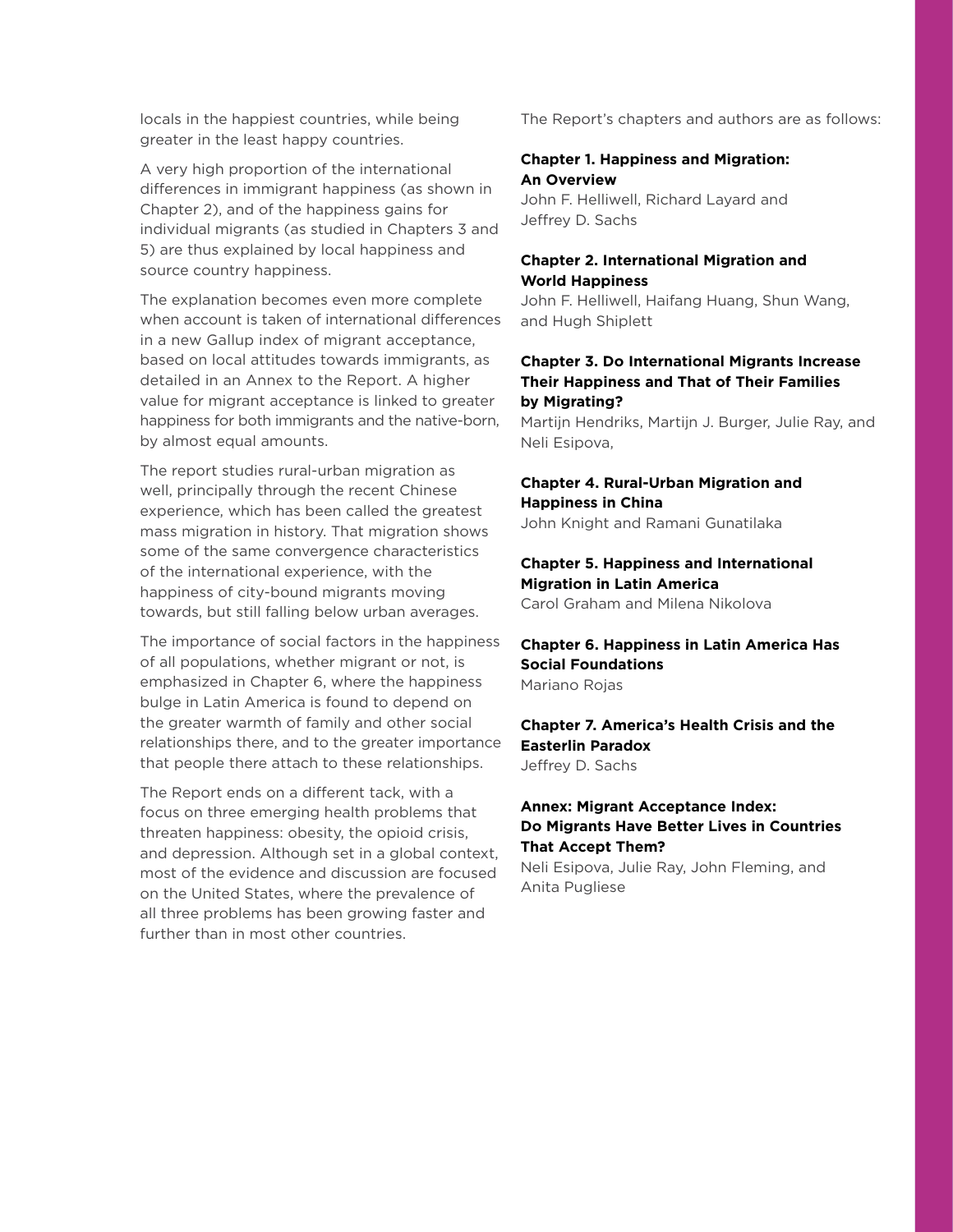locals in the happiest countries, while being greater in the least happy countries.

A very high proportion of the international differences in immigrant happiness (as shown in Chapter 2), and of the happiness gains for individual migrants (as studied in Chapters 3 and 5) are thus explained by local happiness and source country happiness.

The explanation becomes even more complete when account is taken of international differences in a new Gallup index of migrant acceptance, based on local attitudes towards immigrants, as detailed in an Annex to the Report. A higher value for migrant acceptance is linked to greater happiness for both immigrants and the native-born, by almost equal amounts.

The report studies rural-urban migration as well, principally through the recent Chinese experience, which has been called the greatest mass migration in history. That migration shows some of the same convergence characteristics of the international experience, with the happiness of city-bound migrants moving towards, but still falling below urban averages.

The importance of social factors in the happiness of all populations, whether migrant or not, is emphasized in Chapter 6, where the happiness bulge in Latin America is found to depend on the greater warmth of family and other social relationships there, and to the greater importance that people there attach to these relationships.

The Report ends on a different tack, with a focus on three emerging health problems that threaten happiness: obesity, the opioid crisis, and depression. Although set in a global context, most of the evidence and discussion are focused on the United States, where the prevalence of all three problems has been growing faster and further than in most other countries.

The Report's chapters and authors are as follows:

**Chapter 1. Happiness and Migration: An Overview**
John F. Helliwell, Richard Layard and Jeffrey D. Sachs

**Chapter 2. International Migration and World Happiness**
John F. Helliwell, Haifang Huang, Shun Wang, and Hugh Shiplett

**Chapter 3. Do International Migrants Increase Their Happiness and That of Their Families by Migrating?**
Martijn Hendriks, Martijn J. Burger, Julie Ray, and Neli Esipova,

**Chapter 4. Rural-Urban Migration and Happiness in China**
John Knight and Ramani Gunatilaka

**Chapter 5. Happiness and International Migration in Latin America**
Carol Graham and Milena Nikolova

**Chapter 6. Happiness in Latin America Has Social Foundations**
Mariano Rojas

**Chapter 7. America's Health Crisis and the Easterlin Paradox**
Jeffrey D. Sachs

**Annex: Migrant Acceptance Index: Do Migrants Have Better Lives in Countries That Accept Them?**
Neli Esipova, Julie Ray, John Fleming, and Anita Pugliese